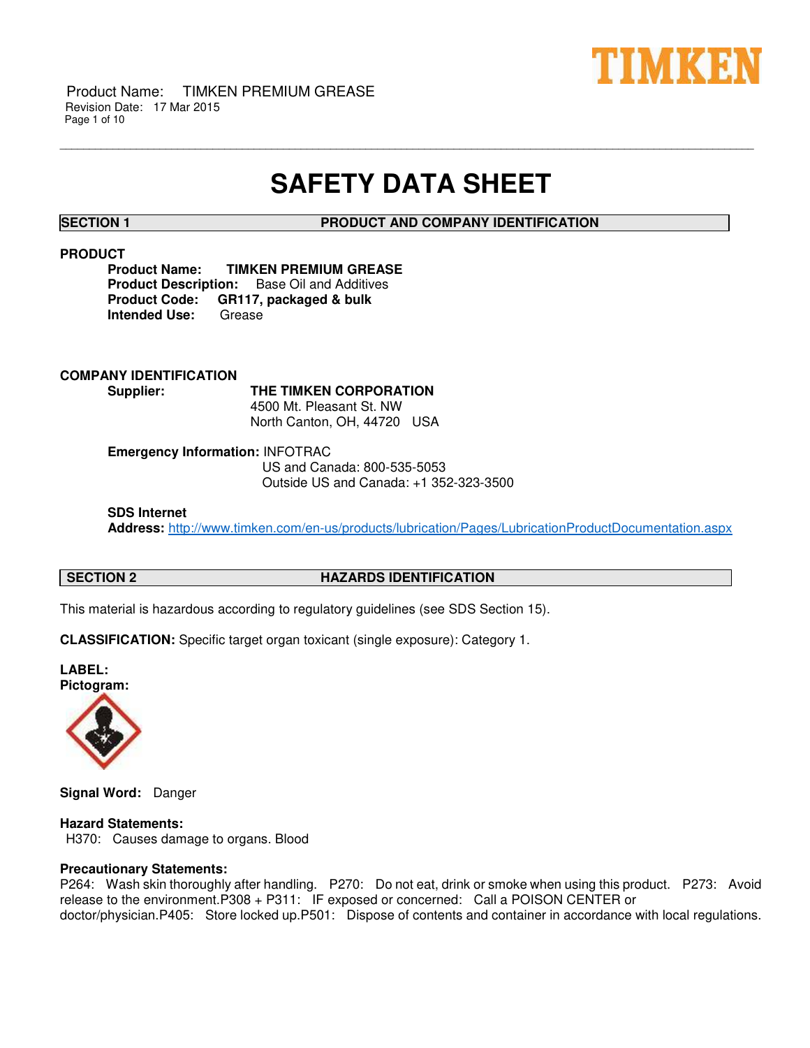Product Name: TIMKEN PREMIUM GREASE
Revision Date: 17 Mar 2015

# SAFETY DATA SHEET

## SECTION 1 PRODUCT AND COMPANY IDENTIFICATION

### PRODUCT

**Product Name:** **TIMKEN PREMIUM GREASE**
**Product Description:** Base Oil and Additives
**Product Code:** **GR117, packaged & bulk**
**Intended Use:** Grease

### COMPANY IDENTIFICATION

**Supplier:** **THE TIMKEN CORPORATION**
4500 Mt. Pleasant St. NW
North Canton, OH, 44720 USA

**Emergency Information:** INFOTRAC
US and Canada: 800-535-5053
Outside US and Canada: +1 352-323-3500

**SDS Internet Address:** http://www.timken.com/en-us/products/lubrication/Pages/LubricationProductDocumentation.aspx

## SECTION 2 HAZARDS IDENTIFICATION

This material is hazardous according to regulatory guidelines (see SDS Section 15).

**CLASSIFICATION:** Specific target organ toxicant (single exposure): Category 1.

**LABEL:**
**Pictogram:**

**Signal Word:** Danger

**Hazard Statements:**
H370: Causes damage to organs. Blood

**Precautionary Statements:**
P264: Wash skin thoroughly after handling. P270: Do not eat, drink or smoke when using this product. P273: Avoid release to the environment.P308 + P311: IF exposed or concerned: Call a POISON CENTER or doctor/physician.P405: Store locked up.P501: Dispose of contents and container in accordance with local regulations.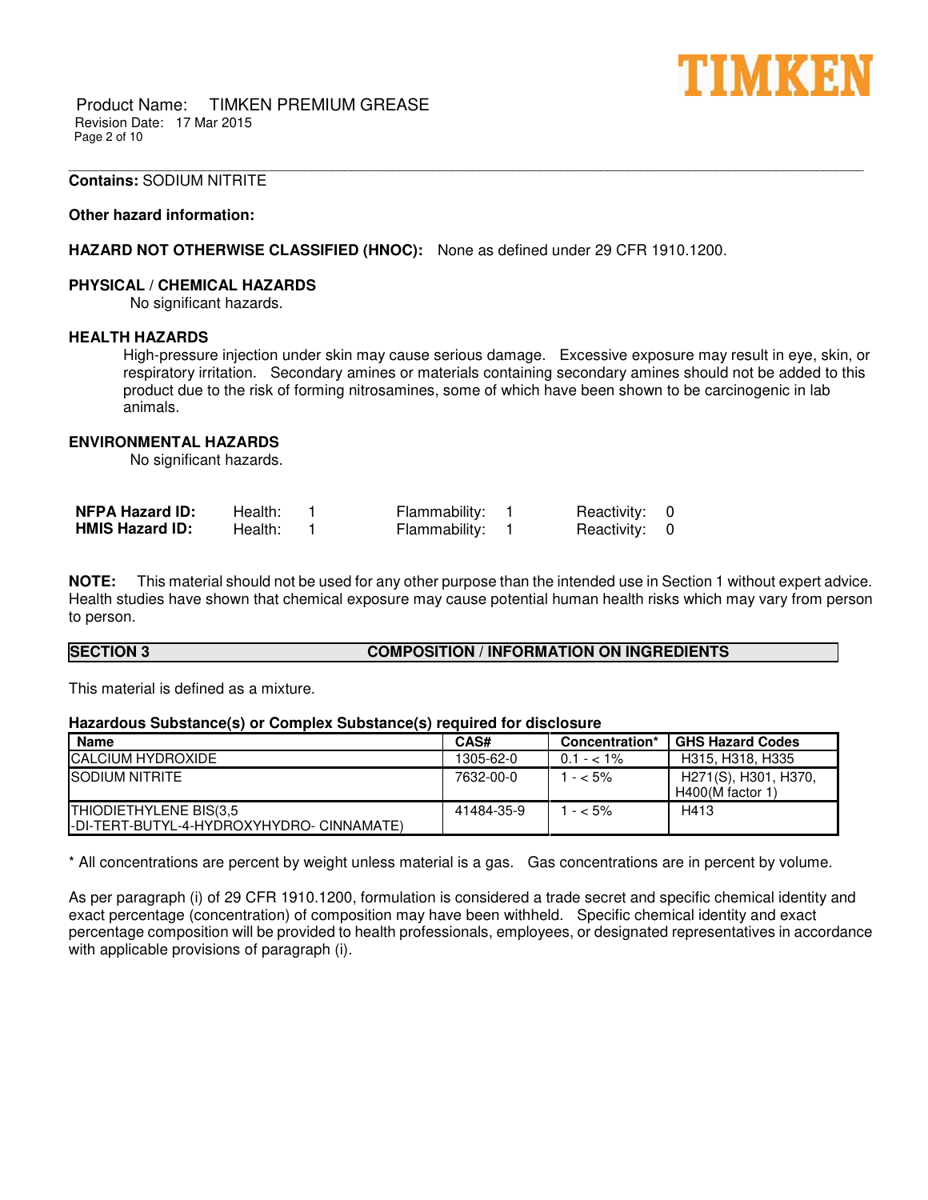**Contains:** SODIUM NITRITE

**Other hazard information:**

**HAZARD NOT OTHERWISE CLASSIFIED (HNOC):** None as defined under 29 CFR 1910.1200.

**PHYSICAL / CHEMICAL HAZARDS**

No significant hazards.

**HEALTH HAZARDS**

High-pressure injection under skin may cause serious damage. Excessive exposure may result in eye, skin, or respiratory irritation. Secondary amines or materials containing secondary amines should not be added to this product due to the risk of forming nitrosamines, some of which have been shown to be carcinogenic in lab animals.

**ENVIRONMENTAL HAZARDS**

No significant hazards.

| | | | |
|---|---|---|---|
| **NFPA Hazard ID:** | Health: 1 | Flammability: 1 | Reactivity: 0 |
| **HMIS Hazard ID:** | Health: 1 | Flammability: 1 | Reactivity: 0 |

**NOTE:** This material should not be used for any other purpose than the intended use in Section 1 without expert advice. Health studies have shown that chemical exposure may cause potential human health risks which may vary from person to person.

## SECTION 3 COMPOSITION / INFORMATION ON INGREDIENTS

This material is defined as a mixture.

**Hazardous Substance(s) or Complex Substance(s) required for disclosure**

| Name | CAS# | Concentration* | GHS Hazard Codes |
|---|---|---|---|
| CALCIUM HYDROXIDE | 1305-62-0 | 0.1 - < 1% | H315, H318, H335 |
| SODIUM NITRITE | 7632-00-0 | 1 - < 5% | H271(S), H301, H370, H400(M factor 1) |
| THIODIETHYLENE BIS(3,5 -DI-TERT-BUTYL-4-HYDROXYHYDRO- CINNAMATE) | 41484-35-9 | 1 - < 5% | H413 |

* All concentrations are percent by weight unless material is a gas. Gas concentrations are in percent by volume.

As per paragraph (i) of 29 CFR 1910.1200, formulation is considered a trade secret and specific chemical identity and exact percentage (concentration) of composition may have been withheld. Specific chemical identity and exact percentage composition will be provided to health professionals, employees, or designated representatives in accordance with applicable provisions of paragraph (i).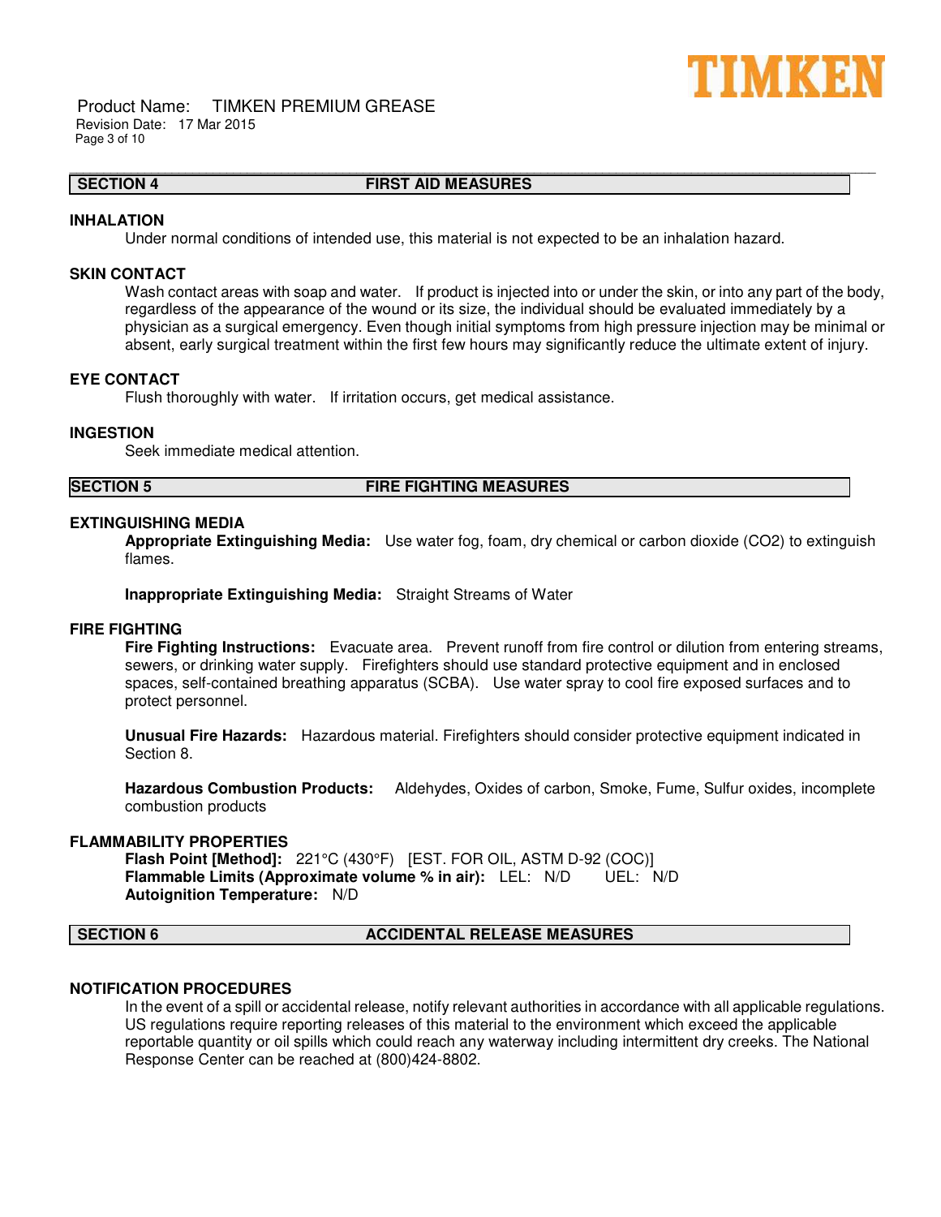## SECTION 4 FIRST AID MEASURES

### INHALATION

Under normal conditions of intended use, this material is not expected to be an inhalation hazard.

### SKIN CONTACT

Wash contact areas with soap and water. If product is injected into or under the skin, or into any part of the body, regardless of the appearance of the wound or its size, the individual should be evaluated immediately by a physician as a surgical emergency. Even though initial symptoms from high pressure injection may be minimal or absent, early surgical treatment within the first few hours may significantly reduce the ultimate extent of injury.

### EYE CONTACT

Flush thoroughly with water. If irritation occurs, get medical assistance.

### INGESTION

Seek immediate medical attention.

## SECTION 5 FIRE FIGHTING MEASURES

### EXTINGUISHING MEDIA

**Appropriate Extinguishing Media:** Use water fog, foam, dry chemical or carbon dioxide ($CO_2$) to extinguish flames.

**Inappropriate Extinguishing Media:** Straight Streams of Water

### FIRE FIGHTING

**Fire Fighting Instructions:** Evacuate area. Prevent runoff from fire control or dilution from entering streams, sewers, or drinking water supply. Firefighters should use standard protective equipment and in enclosed spaces, self-contained breathing apparatus (SCBA). Use water spray to cool fire exposed surfaces and to protect personnel.

**Unusual Fire Hazards:** Hazardous material. Firefighters should consider protective equipment indicated in Section 8.

**Hazardous Combustion Products:** Aldehydes, Oxides of carbon, Smoke, Fume, Sulfur oxides, incomplete combustion products

### FLAMMABILITY PROPERTIES

**Flash Point [Method]:** 221°C (430°F) [EST. FOR OIL, ASTM D-92 (COC)]
**Flammable Limits (Approximate volume % in air):** LEL: N/D UEL: N/D
**Autoignition Temperature:** N/D

## SECTION 6 ACCIDENTAL RELEASE MEASURES

### NOTIFICATION PROCEDURES

In the event of a spill or accidental release, notify relevant authorities in accordance with all applicable regulations. US regulations require reporting releases of this material to the environment which exceed the applicable reportable quantity or oil spills which could reach any waterway including intermittent dry creeks. The National Response Center can be reached at (800)424-8802.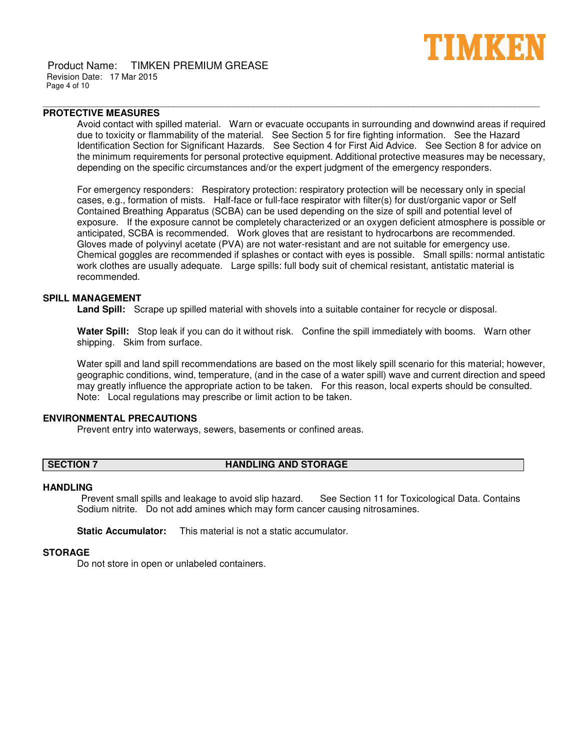### PROTECTIVE MEASURES

Avoid contact with spilled material. Warn or evacuate occupants in surrounding and downwind areas if required due to toxicity or flammability of the material. See Section 5 for fire fighting information. See the Hazard Identification Section for Significant Hazards. See Section 4 for First Aid Advice. See Section 8 for advice on the minimum requirements for personal protective equipment. Additional protective measures may be necessary, depending on the specific circumstances and/or the expert judgment of the emergency responders.

For emergency responders: Respiratory protection: respiratory protection will be necessary only in special cases, e.g., formation of mists. Half-face or full-face respirator with filter(s) for dust/organic vapor or Self Contained Breathing Apparatus (SCBA) can be used depending on the size of spill and potential level of exposure. If the exposure cannot be completely characterized or an oxygen deficient atmosphere is possible or anticipated, SCBA is recommended. Work gloves that are resistant to hydrocarbons are recommended. Gloves made of polyvinyl acetate (PVA) are not water-resistant and are not suitable for emergency use. Chemical goggles are recommended if splashes or contact with eyes is possible. Small spills: normal antistatic work clothes are usually adequate. Large spills: full body suit of chemical resistant, antistatic material is recommended.

### SPILL MANAGEMENT

**Land Spill:** Scrape up spilled material with shovels into a suitable container for recycle or disposal.

**Water Spill:** Stop leak if you can do it without risk. Confine the spill immediately with booms. Warn other shipping. Skim from surface.

Water spill and land spill recommendations are based on the most likely spill scenario for this material; however, geographic conditions, wind, temperature, (and in the case of a water spill) wave and current direction and speed may greatly influence the appropriate action to be taken. For this reason, local experts should be consulted. Note: Local regulations may prescribe or limit action to be taken.

### ENVIRONMENTAL PRECAUTIONS

Prevent entry into waterways, sewers, basements or confined areas.

## SECTION 7 HANDLING AND STORAGE

### HANDLING

Prevent small spills and leakage to avoid slip hazard. See Section 11 for Toxicological Data. Contains Sodium nitrite. Do not add amines which may form cancer causing nitrosamines.

**Static Accumulator:** This material is not a static accumulator.

### STORAGE

Do not store in open or unlabeled containers.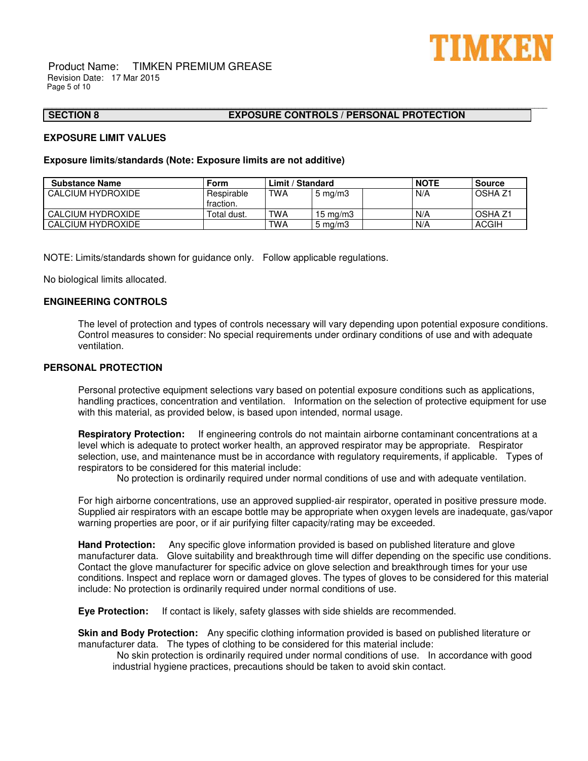## SECTION 8 EXPOSURE CONTROLS / PERSONAL PROTECTION

### EXPOSURE LIMIT VALUES

**Exposure limits/standards (Note: Exposure limits are not additive)**

| Substance Name | Form | Limit / Standard | | | NOTE | Source |
|---|---|---|---|---|---|---|
| CALCIUM HYDROXIDE | Respirable fraction. | TWA | 5 mg/m3 | | N/A | OSHA Z1 |
| CALCIUM HYDROXIDE | Total dust. | TWA | 15 mg/m3 | | N/A | OSHA Z1 |
| CALCIUM HYDROXIDE | | TWA | 5 mg/m3 | | N/A | ACGIH |

NOTE: Limits/standards shown for guidance only. Follow applicable regulations.

No biological limits allocated.

### ENGINEERING CONTROLS

The level of protection and types of controls necessary will vary depending upon potential exposure conditions. Control measures to consider: No special requirements under ordinary conditions of use and with adequate ventilation.

### PERSONAL PROTECTION

Personal protective equipment selections vary based on potential exposure conditions such as applications, handling practices, concentration and ventilation. Information on the selection of protective equipment for use with this material, as provided below, is based upon intended, normal usage.

**Respiratory Protection:** If engineering controls do not maintain airborne contaminant concentrations at a level which is adequate to protect worker health, an approved respirator may be appropriate. Respirator selection, use, and maintenance must be in accordance with regulatory requirements, if applicable. Types of respirators to be considered for this material include:

No protection is ordinarily required under normal conditions of use and with adequate ventilation.

For high airborne concentrations, use an approved supplied-air respirator, operated in positive pressure mode. Supplied air respirators with an escape bottle may be appropriate when oxygen levels are inadequate, gas/vapor warning properties are poor, or if air purifying filter capacity/rating may be exceeded.

**Hand Protection:** Any specific glove information provided is based on published literature and glove manufacturer data. Glove suitability and breakthrough time will differ depending on the specific use conditions. Contact the glove manufacturer for specific advice on glove selection and breakthrough times for your use conditions. Inspect and replace worn or damaged gloves. The types of gloves to be considered for this material include: No protection is ordinarily required under normal conditions of use.

**Eye Protection:** If contact is likely, safety glasses with side shields are recommended.

**Skin and Body Protection:** Any specific clothing information provided is based on published literature or manufacturer data. The types of clothing to be considered for this material include:

No skin protection is ordinarily required under normal conditions of use. In accordance with good industrial hygiene practices, precautions should be taken to avoid skin contact.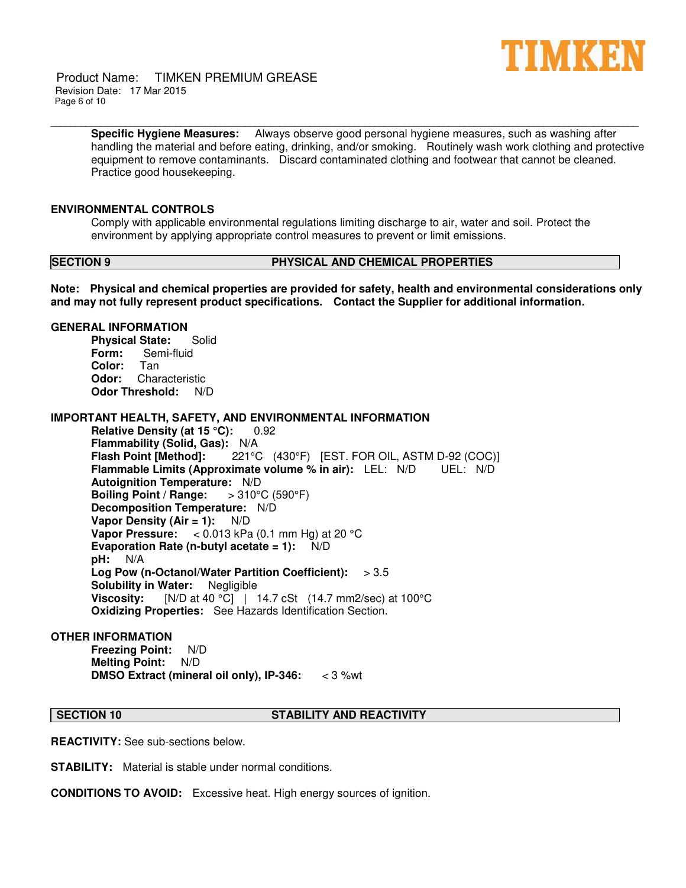**Specific Hygiene Measures:** Always observe good personal hygiene measures, such as washing after handling the material and before eating, drinking, and/or smoking. Routinely wash work clothing and protective equipment to remove contaminants. Discard contaminated clothing and footwear that cannot be cleaned. Practice good housekeeping.

### ENVIRONMENTAL CONTROLS

Comply with applicable environmental regulations limiting discharge to air, water and soil. Protect the environment by applying appropriate control measures to prevent or limit emissions.

## SECTION 9 PHYSICAL AND CHEMICAL PROPERTIES

**Note: Physical and chemical properties are provided for safety, health and environmental considerations only and may not fully represent product specifications. Contact the Supplier for additional information.**

### GENERAL INFORMATION

**Physical State:** Solid
**Form:** Semi-fluid
**Color:** Tan
**Odor:** Characteristic
**Odor Threshold:** N/D

### IMPORTANT HEALTH, SAFETY, AND ENVIRONMENTAL INFORMATION

**Relative Density (at 15 °C):** 0.92
**Flammability (Solid, Gas):** N/A
**Flash Point [Method]:** 221°C (430°F) [EST. FOR OIL, ASTM D-92 (COC)]
**Flammable Limits (Approximate volume % in air):** LEL: N/D UEL: N/D
**Autoignition Temperature:** N/D
**Boiling Point / Range:** > 310°C (590°F)
**Decomposition Temperature:** N/D
**Vapor Density (Air = 1):** N/D
**Vapor Pressure:** < 0.013 kPa (0.1 mm Hg) at 20 °C
**Evaporation Rate (n-butyl acetate = 1):** N/D
**pH:** N/A
**Log Pow (n-Octanol/Water Partition Coefficient):** > 3.5
**Solubility in Water:** Negligible
**Viscosity:** [N/D at 40 °C] | 14.7 cSt (14.7 mm2/sec) at 100°C
**Oxidizing Properties:** See Hazards Identification Section.

### OTHER INFORMATION

**Freezing Point:** N/D
**Melting Point:** N/D
**DMSO Extract (mineral oil only), IP-346:** < 3 %wt

## SECTION 10 STABILITY AND REACTIVITY

**REACTIVITY:** See sub-sections below.

**STABILITY:** Material is stable under normal conditions.

**CONDITIONS TO AVOID:** Excessive heat. High energy sources of ignition.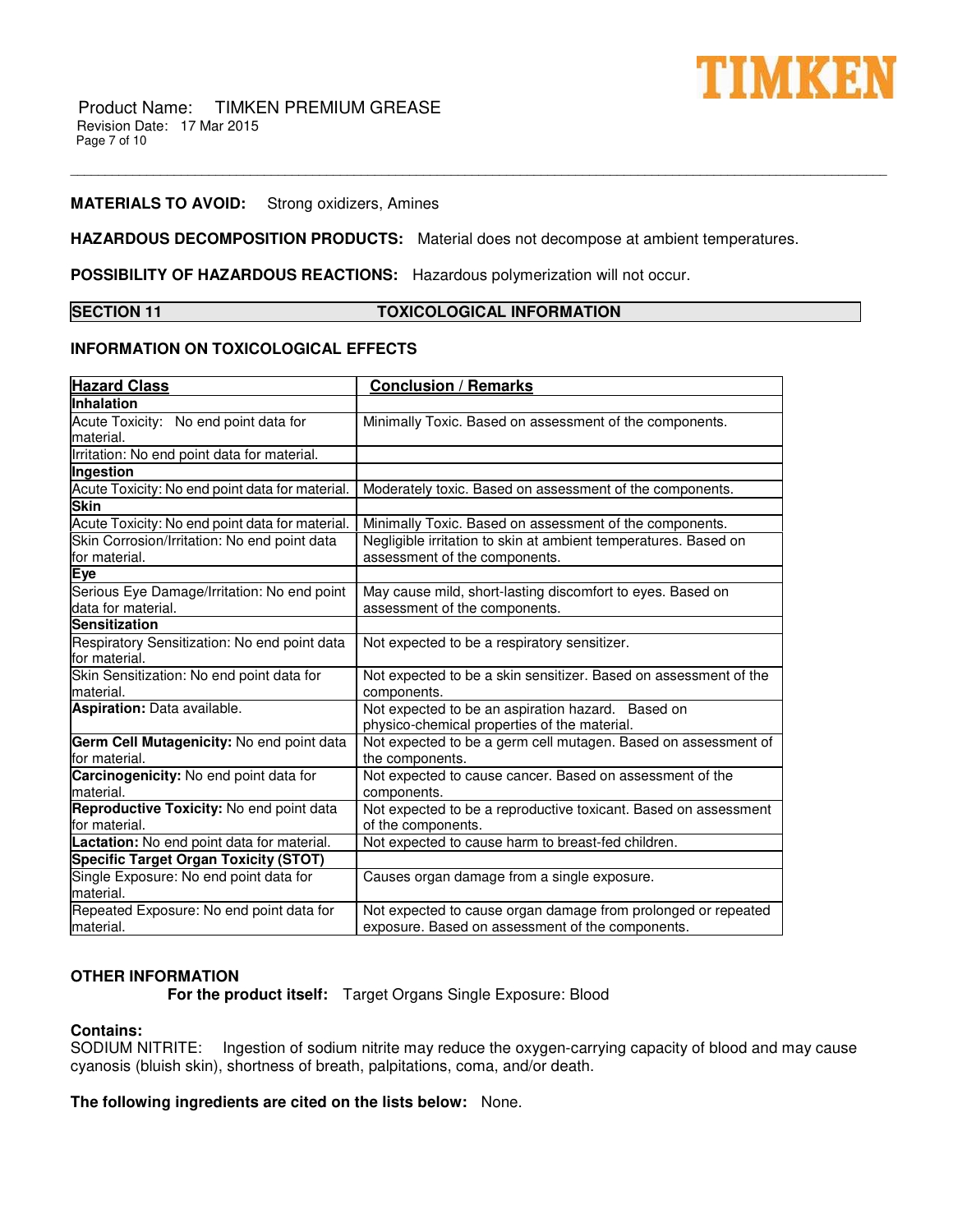**MATERIALS TO AVOID:** Strong oxidizers, Amines

**HAZARDOUS DECOMPOSITION PRODUCTS:** Material does not decompose at ambient temperatures.

**POSSIBILITY OF HAZARDOUS REACTIONS:** Hazardous polymerization will not occur.

## SECTION 11 TOXICOLOGICAL INFORMATION

### INFORMATION ON TOXICOLOGICAL EFFECTS

| Hazard Class | Conclusion / Remarks |
|---|---|
| **Inhalation** | |
| Acute Toxicity: No end point data for material. | Minimally Toxic. Based on assessment of the components. |
| Irritation: No end point data for material. | |
| **Ingestion** | |
| Acute Toxicity: No end point data for material. | Moderately toxic. Based on assessment of the components. |
| **Skin** | |
| Acute Toxicity: No end point data for material. | Minimally Toxic. Based on assessment of the components. |
| Skin Corrosion/Irritation: No end point data for material. | Negligible irritation to skin at ambient temperatures. Based on assessment of the components. |
| **Eye** | |
| Serious Eye Damage/Irritation: No end point data for material. | May cause mild, short-lasting discomfort to eyes. Based on assessment of the components. |
| **Sensitization** | |
| Respiratory Sensitization: No end point data for material. | Not expected to be a respiratory sensitizer. |
| Skin Sensitization: No end point data for material. | Not expected to be a skin sensitizer. Based on assessment of the components. |
| **Aspiration:** Data available. | Not expected to be an aspiration hazard. Based on physico-chemical properties of the material. |
| **Germ Cell Mutagenicity:** No end point data for material. | Not expected to be a germ cell mutagen. Based on assessment of the components. |
| **Carcinogenicity:** No end point data for material. | Not expected to cause cancer. Based on assessment of the components. |
| **Reproductive Toxicity:** No end point data for material. | Not expected to be a reproductive toxicant. Based on assessment of the components. |
| **Lactation:** No end point data for material. | Not expected to cause harm to breast-fed children. |
| **Specific Target Organ Toxicity (STOT)** | |
| Single Exposure: No end point data for material. | Causes organ damage from a single exposure. |
| Repeated Exposure: No end point data for material. | Not expected to cause organ damage from prolonged or repeated exposure. Based on assessment of the components. |

### OTHER INFORMATION

**For the product itself:** Target Organs Single Exposure: Blood

**Contains:**
SODIUM NITRITE: Ingestion of sodium nitrite may reduce the oxygen-carrying capacity of blood and may cause cyanosis (bluish skin), shortness of breath, palpitations, coma, and/or death.

**The following ingredients are cited on the lists below:** None.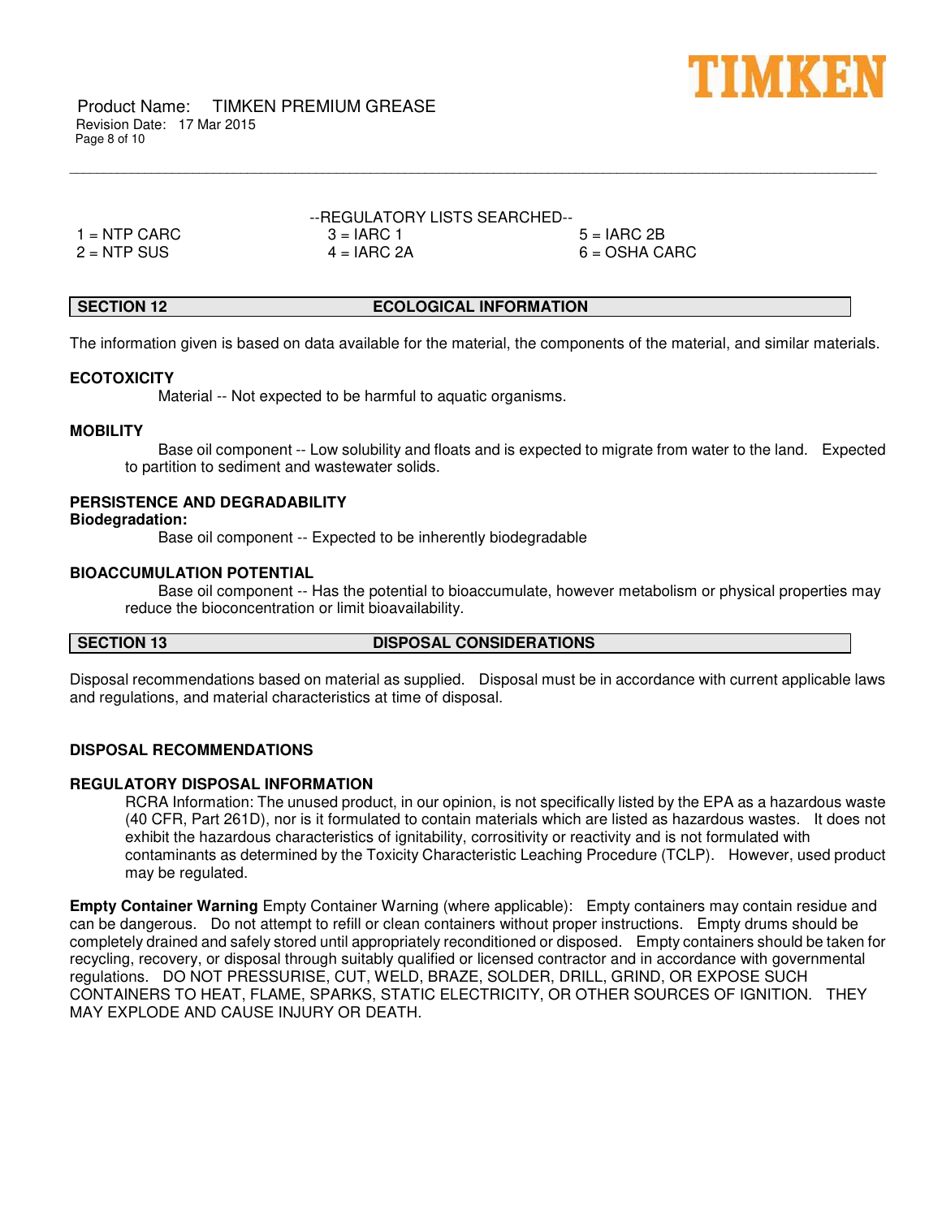--REGULATORY LISTS SEARCHED--

| | | |
|---|---|---|
| 1 = NTP CARC | 3 = IARC 1 | 5 = IARC 2B |
| 2 = NTP SUS | 4 = IARC 2A | 6 = OSHA CARC |

## SECTION 12 ECOLOGICAL INFORMATION

The information given is based on data available for the material, the components of the material, and similar materials.

### ECOTOXICITY

Material -- Not expected to be harmful to aquatic organisms.

### MOBILITY

Base oil component -- Low solubility and floats and is expected to migrate from water to the land. Expected to partition to sediment and wastewater solids.

### PERSISTENCE AND DEGRADABILITY

**Biodegradation:**

Base oil component -- Expected to be inherently biodegradable

### BIOACCUMULATION POTENTIAL

Base oil component -- Has the potential to bioaccumulate, however metabolism or physical properties may reduce the bioconcentration or limit bioavailability.

## SECTION 13 DISPOSAL CONSIDERATIONS

Disposal recommendations based on material as supplied. Disposal must be in accordance with current applicable laws and regulations, and material characteristics at time of disposal.

### DISPOSAL RECOMMENDATIONS

### REGULATORY DISPOSAL INFORMATION

RCRA Information: The unused product, in our opinion, is not specifically listed by the EPA as a hazardous waste (40 CFR, Part 261D), nor is it formulated to contain materials which are listed as hazardous wastes. It does not exhibit the hazardous characteristics of ignitability, corrositivity or reactivity and is not formulated with contaminants as determined by the Toxicity Characteristic Leaching Procedure (TCLP). However, used product may be regulated.

**Empty Container Warning** Empty Container Warning (where applicable): Empty containers may contain residue and can be dangerous. Do not attempt to refill or clean containers without proper instructions. Empty drums should be completely drained and safely stored until appropriately reconditioned or disposed. Empty containers should be taken for recycling, recovery, or disposal through suitably qualified or licensed contractor and in accordance with governmental regulations. DO NOT PRESSURISE, CUT, WELD, BRAZE, SOLDER, DRILL, GRIND, OR EXPOSE SUCH CONTAINERS TO HEAT, FLAME, SPARKS, STATIC ELECTRICITY, OR OTHER SOURCES OF IGNITION. THEY MAY EXPLODE AND CAUSE INJURY OR DEATH.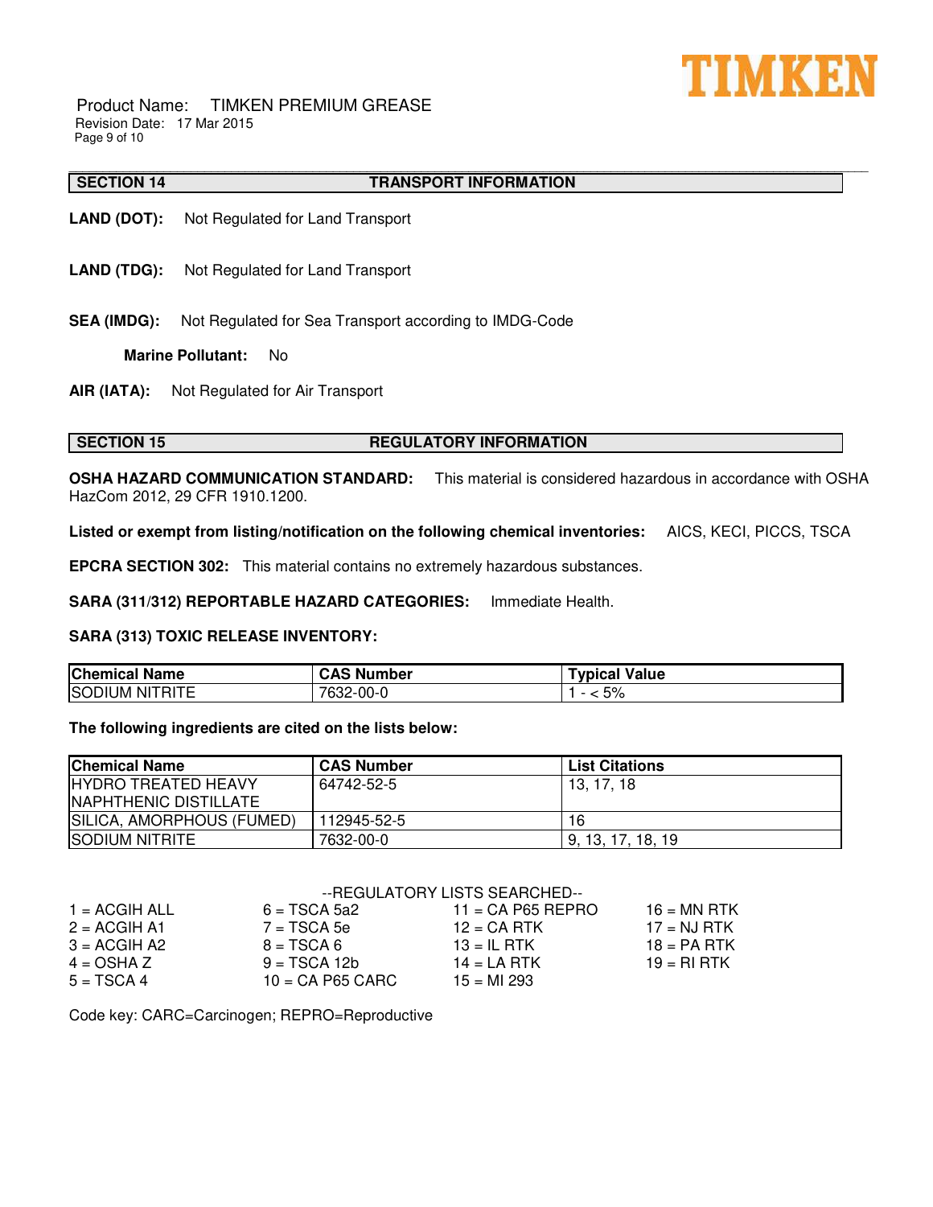## SECTION 14 TRANSPORT INFORMATION

**LAND (DOT):** Not Regulated for Land Transport

**LAND (TDG):** Not Regulated for Land Transport

**SEA (IMDG):** Not Regulated for Sea Transport according to IMDG-Code

**Marine Pollutant:** No

**AIR (IATA):** Not Regulated for Air Transport

## SECTION 15 REGULATORY INFORMATION

**OSHA HAZARD COMMUNICATION STANDARD:** This material is considered hazardous in accordance with OSHA HazCom 2012, 29 CFR 1910.1200.

**Listed or exempt from listing/notification on the following chemical inventories:** AICS, KECI, PICCS, TSCA

**EPCRA SECTION 302:** This material contains no extremely hazardous substances.

**SARA (311/312) REPORTABLE HAZARD CATEGORIES:** Immediate Health.

**SARA (313) TOXIC RELEASE INVENTORY:**

| Chemical Name | CAS Number | Typical Value |
|---|---|---|
| SODIUM NITRITE | 7632-00-0 | 1 - < 5% |

**The following ingredients are cited on the lists below:**

| Chemical Name | CAS Number | List Citations |
|---|---|---|
| HYDRO TREATED HEAVY NAPHTHENIC DISTILLATE | 64742-52-5 | 13, 17, 18 |
| SILICA, AMORPHOUS (FUMED) | 112945-52-5 | 16 |
| SODIUM NITRITE | 7632-00-0 | 9, 13, 17, 18, 19 |

--REGULATORY LISTS SEARCHED--

| | | | |
|---|---|---|---|
| 1 = ACGIH ALL | 6 = TSCA 5a2 | 11 = CA P65 REPRO | 16 = MN RTK |
| 2 = ACGIH A1 | 7 = TSCA 5e | 12 = CA RTK | 17 = NJ RTK |
| 3 = ACGIH A2 | 8 = TSCA 6 | 13 = IL RTK | 18 = PA RTK |
| 4 = OSHA Z | 9 = TSCA 12b | 14 = LA RTK | 19 = RI RTK |
| 5 = TSCA 4 | 10 = CA P65 CARC | 15 = MI 293 | |

Code key: CARC=Carcinogen; REPRO=Reproductive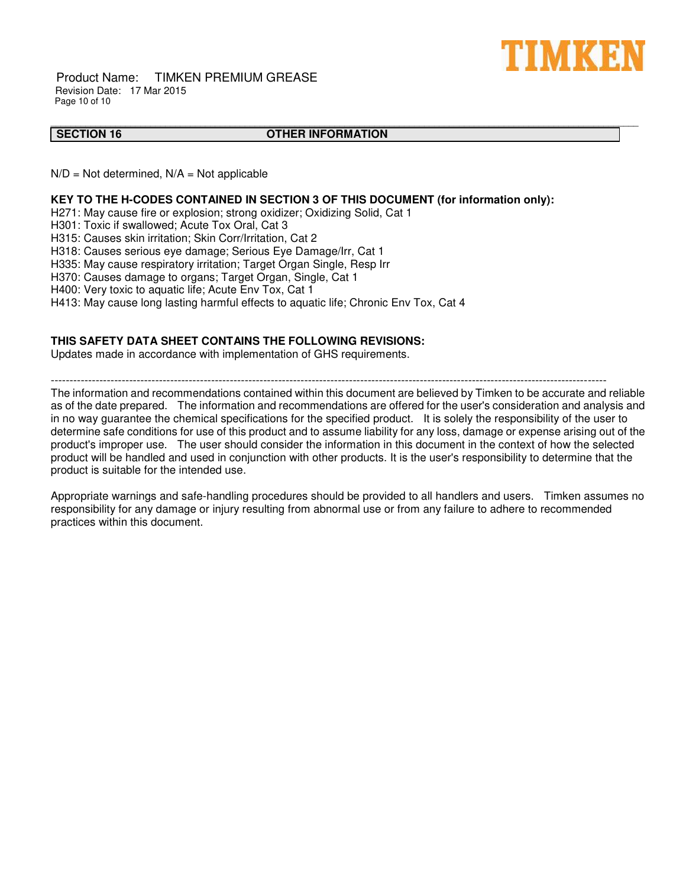## SECTION 16 OTHER INFORMATION

N/D = Not determined, N/A = Not applicable

**KEY TO THE H-CODES CONTAINED IN SECTION 3 OF THIS DOCUMENT (for information only):**

H271: May cause fire or explosion; strong oxidizer; Oxidizing Solid, Cat 1
H301: Toxic if swallowed; Acute Tox Oral, Cat 3
H315: Causes skin irritation; Skin Corr/Irritation, Cat 2
H318: Causes serious eye damage; Serious Eye Damage/Irr, Cat 1
H335: May cause respiratory irritation; Target Organ Single, Resp Irr
H370: Causes damage to organs; Target Organ, Single, Cat 1
H400: Very toxic to aquatic life; Acute Env Tox, Cat 1
H413: May cause long lasting harmful effects to aquatic life; Chronic Env Tox, Cat 4

**THIS SAFETY DATA SHEET CONTAINS THE FOLLOWING REVISIONS:**

Updates made in accordance with implementation of GHS requirements.

---

The information and recommendations contained within this document are believed by Timken to be accurate and reliable as of the date prepared. The information and recommendations are offered for the user's consideration and analysis and in no way guarantee the chemical specifications for the specified product. It is solely the responsibility of the user to determine safe conditions for use of this product and to assume liability for any loss, damage or expense arising out of the product's improper use. The user should consider the information in this document in the context of how the selected product will be handled and used in conjunction with other products. It is the user's responsibility to determine that the product is suitable for the intended use.

Appropriate warnings and safe-handling procedures should be provided to all handlers and users. Timken assumes no responsibility for any damage or injury resulting from abnormal use or from any failure to adhere to recommended practices within this document.